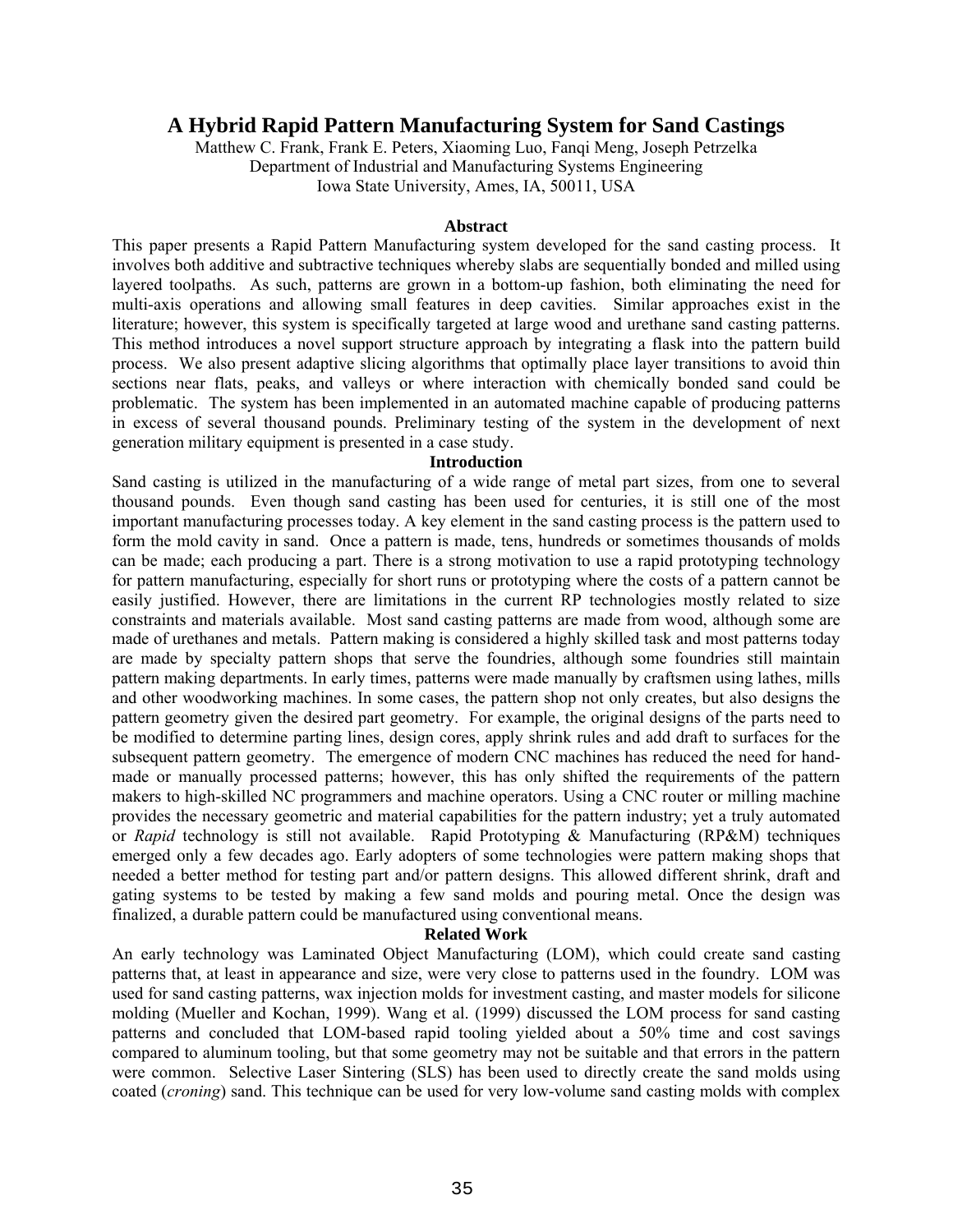# A Hybrid Rapid Pattern Manufacturing System for Sand Castings

Matthew C. Frank, Frank E. Peters, Xiaoming Luo, Fanqi Meng, Joseph Petrzelka
Department of Industrial and Manufacturing Systems Engineering
Iowa State University, Ames, IA, 50011, USA

## Abstract

This paper presents a Rapid Pattern Manufacturing system developed for the sand casting process. It involves both additive and subtractive techniques whereby slabs are sequentially bonded and milled using layered toolpaths. As such, patterns are grown in a bottom-up fashion, both eliminating the need for multi-axis operations and allowing small features in deep cavities. Similar approaches exist in the literature; however, this system is specifically targeted at large wood and urethane sand casting patterns. This method introduces a novel support structure approach by integrating a flask into the pattern build process. We also present adaptive slicing algorithms that optimally place layer transitions to avoid thin sections near flats, peaks, and valleys or where interaction with chemically bonded sand could be problematic. The system has been implemented in an automated machine capable of producing patterns in excess of several thousand pounds. Preliminary testing of the system in the development of next generation military equipment is presented in a case study.

## Introduction

Sand casting is utilized in the manufacturing of a wide range of metal part sizes, from one to several thousand pounds. Even though sand casting has been used for centuries, it is still one of the most important manufacturing processes today. A key element in the sand casting process is the pattern used to form the mold cavity in sand. Once a pattern is made, tens, hundreds or sometimes thousands of molds can be made; each producing a part. There is a strong motivation to use a rapid prototyping technology for pattern manufacturing, especially for short runs or prototyping where the costs of a pattern cannot be easily justified. However, there are limitations in the current RP technologies mostly related to size constraints and materials available. Most sand casting patterns are made from wood, although some are made of urethanes and metals. Pattern making is considered a highly skilled task and most patterns today are made by specialty pattern shops that serve the foundries, although some foundries still maintain pattern making departments. In early times, patterns were made manually by craftsmen using lathes, mills and other woodworking machines. In some cases, the pattern shop not only creates, but also designs the pattern geometry given the desired part geometry. For example, the original designs of the parts need to be modified to determine parting lines, design cores, apply shrink rules and add draft to surfaces for the subsequent pattern geometry. The emergence of modern CNC machines has reduced the need for hand-made or manually processed patterns; however, this has only shifted the requirements of the pattern makers to high-skilled NC programmers and machine operators. Using a CNC router or milling machine provides the necessary geometric and material capabilities for the pattern industry; yet a truly automated or *Rapid* technology is still not available. Rapid Prototyping & Manufacturing (RP&M) techniques emerged only a few decades ago. Early adopters of some technologies were pattern making shops that needed a better method for testing part and/or pattern designs. This allowed different shrink, draft and gating systems to be tested by making a few sand molds and pouring metal. Once the design was finalized, a durable pattern could be manufactured using conventional means.

## Related Work

An early technology was Laminated Object Manufacturing (LOM), which could create sand casting patterns that, at least in appearance and size, were very close to patterns used in the foundry. LOM was used for sand casting patterns, wax injection molds for investment casting, and master models for silicone molding (Mueller and Kochan, 1999). Wang et al. (1999) discussed the LOM process for sand casting patterns and concluded that LOM-based rapid tooling yielded about a 50% time and cost savings compared to aluminum tooling, but that some geometry may not be suitable and that errors in the pattern were common. Selective Laser Sintering (SLS) has been used to directly create the sand molds using coated (*croning*) sand. This technique can be used for very low-volume sand casting molds with complex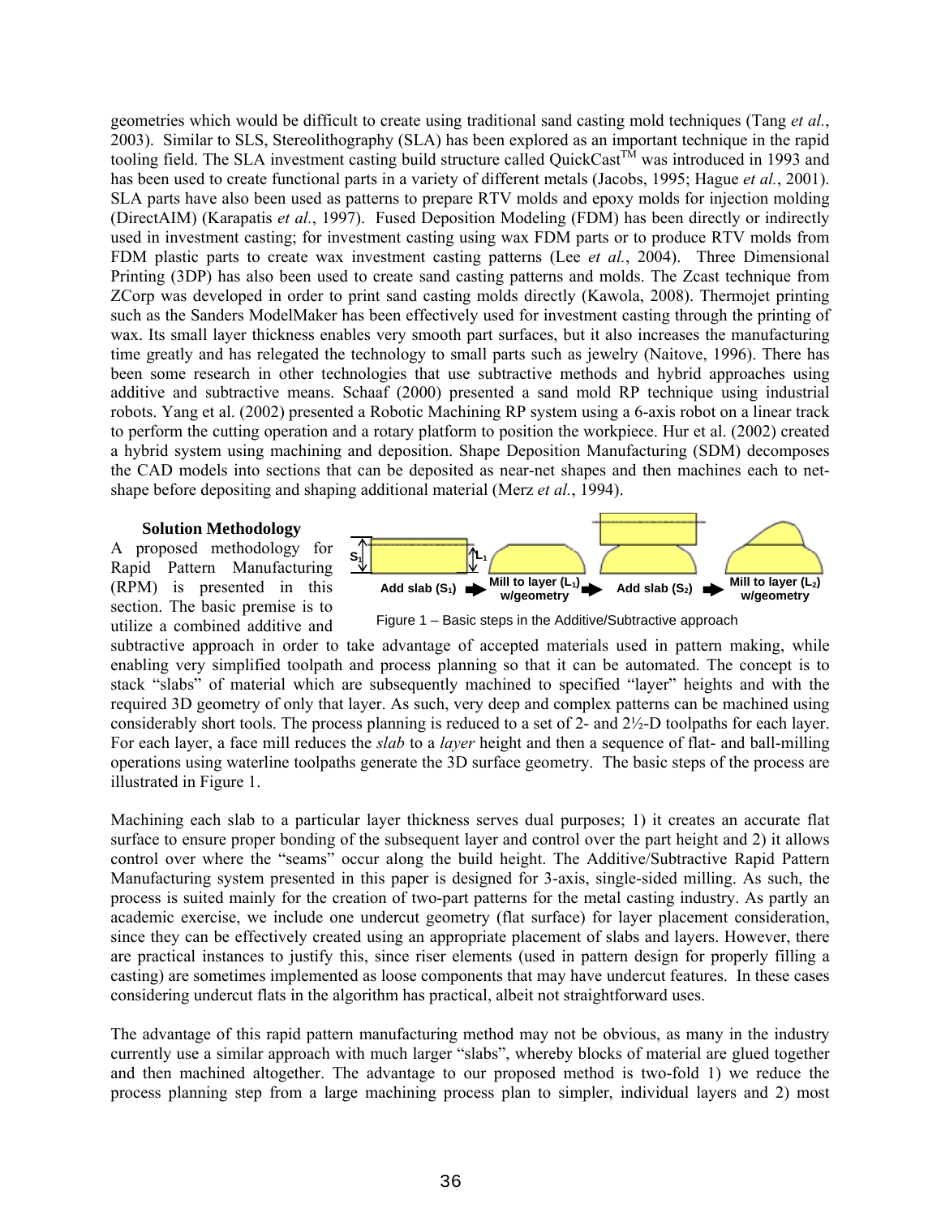geometries which would be difficult to create using traditional sand casting mold techniques (Tang *et al.*, 2003). Similar to SLS, Stereolithography (SLA) has been explored as an important technique in the rapid tooling field. The SLA investment casting build structure called QuickCast™ was introduced in 1993 and has been used to create functional parts in a variety of different metals (Jacobs, 1995; Hague *et al.*, 2001). SLA parts have also been used as patterns to prepare RTV molds and epoxy molds for injection molding (DirectAIM) (Karapatis *et al.*, 1997). Fused Deposition Modeling (FDM) has been directly or indirectly used in investment casting; for investment casting using wax FDM parts or to produce RTV molds from FDM plastic parts to create wax investment casting patterns (Lee *et al.*, 2004). Three Dimensional Printing (3DP) has also been used to create sand casting patterns and molds. The Zcast technique from ZCorp was developed in order to print sand casting molds directly (Kawola, 2008). Thermojet printing such as the Sanders ModelMaker has been effectively used for investment casting through the printing of wax. Its small layer thickness enables very smooth part surfaces, but it also increases the manufacturing time greatly and has relegated the technology to small parts such as jewelry (Naitove, 1996). There has been some research in other technologies that use subtractive methods and hybrid approaches using additive and subtractive means. Schaaf (2000) presented a sand mold RP technique using industrial robots. Yang et al. (2002) presented a Robotic Machining RP system using a 6-axis robot on a linear track to perform the cutting operation and a rotary platform to position the workpiece. Hur et al. (2002) created a hybrid system using machining and deposition. Shape Deposition Manufacturing (SDM) decomposes the CAD models into sections that can be deposited as near-net shapes and then machines each to net-shape before depositing and shaping additional material (Merz *et al.*, 1994).

### Solution Methodology

A proposed methodology for Rapid Pattern Manufacturing (RPM) is presented in this section. The basic premise is to utilize a combined additive and subtractive approach in order to take advantage of accepted materials used in pattern making, while enabling very simplified toolpath and process planning so that it can be automated. The concept is to stack "slabs" of material which are subsequently machined to specified "layer" heights and with the required 3D geometry of only that layer. As such, very deep and complex patterns can be machined using considerably short tools. The process planning is reduced to a set of 2- and 2½-D toolpaths for each layer. For each layer, a face mill reduces the *slab* to a *layer* height and then a sequence of flat- and ball-milling operations using waterline toolpaths generate the 3D surface geometry. The basic steps of the process are illustrated in Figure 1.

$S_1$ $L_1$ Add slab ($S_1$) → Mill to layer ($L_1$) w/geometry → Add slab ($S_2$) → Mill to layer ($L_2$) w/geometry

Figure 1 – Basic steps in the Additive/Subtractive approach

Machining each slab to a particular layer thickness serves dual purposes; 1) it creates an accurate flat surface to ensure proper bonding of the subsequent layer and control over the part height and 2) it allows control over where the "seams" occur along the build height. The Additive/Subtractive Rapid Pattern Manufacturing system presented in this paper is designed for 3-axis, single-sided milling. As such, the process is suited mainly for the creation of two-part patterns for the metal casting industry. As partly an academic exercise, we include one undercut geometry (flat surface) for layer placement consideration, since they can be effectively created using an appropriate placement of slabs and layers. However, there are practical instances to justify this, since riser elements (used in pattern design for properly filling a casting) are sometimes implemented as loose components that may have undercut features. In these cases considering undercut flats in the algorithm has practical, albeit not straightforward uses.

The advantage of this rapid pattern manufacturing method may not be obvious, as many in the industry currently use a similar approach with much larger "slabs", whereby blocks of material are glued together and then machined altogether. The advantage to our proposed method is two-fold 1) we reduce the process planning step from a large machining process plan to simpler, individual layers and 2) most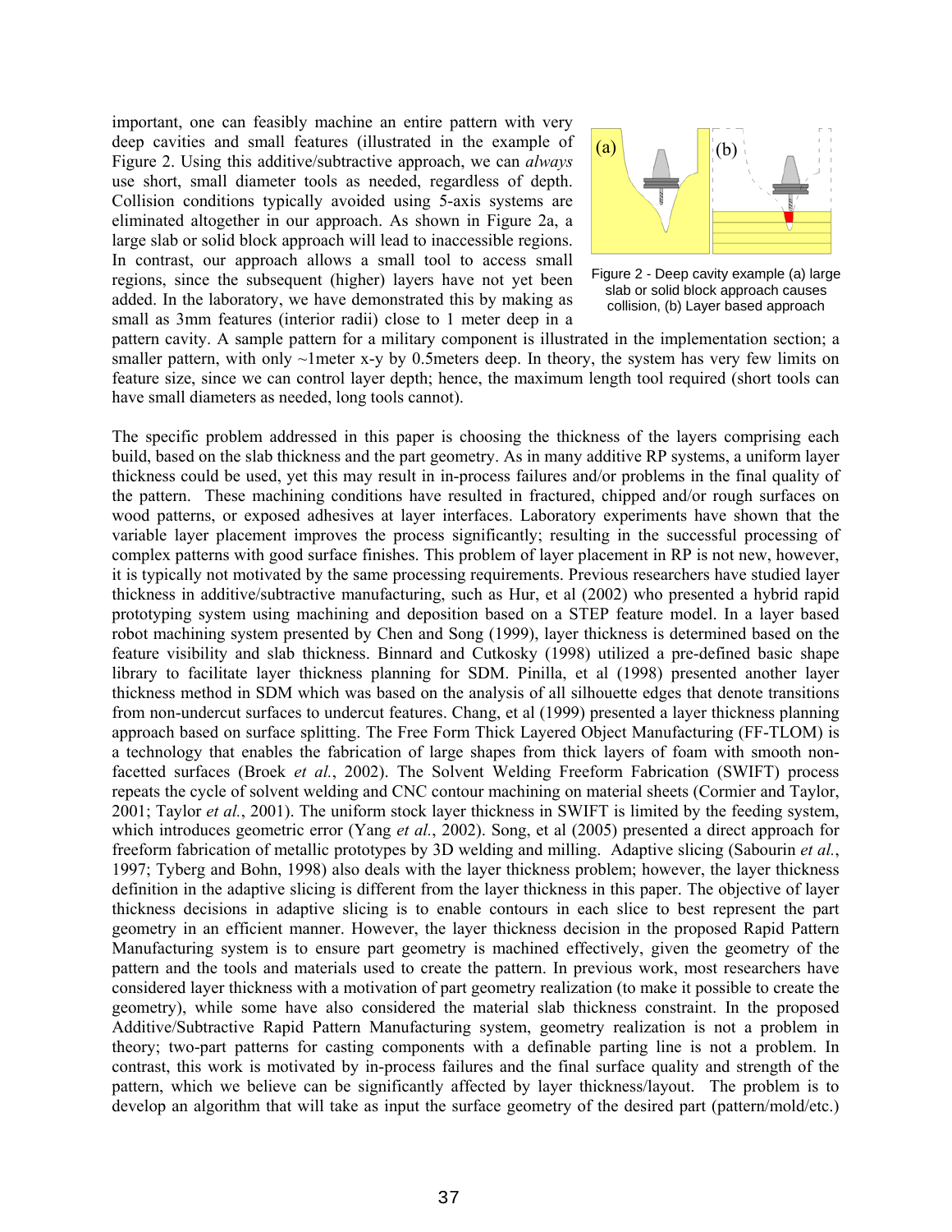important, one can feasibly machine an entire pattern with very deep cavities and small features (illustrated in the example of Figure 2. Using this additive/subtractive approach, we can *always* use short, small diameter tools as needed, regardless of depth. Collision conditions typically avoided using 5-axis systems are eliminated altogether in our approach. As shown in Figure 2a, a large slab or solid block approach will lead to inaccessible regions. In contrast, our approach allows a small tool to access small regions, since the subsequent (higher) layers have not yet been added. In the laboratory, we have demonstrated this by making as small as 3mm features (interior radii) close to 1 meter deep in a pattern cavity. A sample pattern for a military component is illustrated in the implementation section; a smaller pattern, with only ~1meter x-y by 0.5meters deep. In theory, the system has very few limits on feature size, since we can control layer depth; hence, the maximum length tool required (short tools can have small diameters as needed, long tools cannot).

Figure 2 - Deep cavity example (a) large slab or solid block approach causes collision, (b) Layer based approach

The specific problem addressed in this paper is choosing the thickness of the layers comprising each build, based on the slab thickness and the part geometry. As in many additive RP systems, a uniform layer thickness could be used, yet this may result in in-process failures and/or problems in the final quality of the pattern. These machining conditions have resulted in fractured, chipped and/or rough surfaces on wood patterns, or exposed adhesives at layer interfaces. Laboratory experiments have shown that the variable layer placement improves the process significantly; resulting in the successful processing of complex patterns with good surface finishes. This problem of layer placement in RP is not new, however, it is typically not motivated by the same processing requirements. Previous researchers have studied layer thickness in additive/subtractive manufacturing, such as Hur, et al (2002) who presented a hybrid rapid prototyping system using machining and deposition based on a STEP feature model. In a layer based robot machining system presented by Chen and Song (1999), layer thickness is determined based on the feature visibility and slab thickness. Binnard and Cutkosky (1998) utilized a pre-defined basic shape library to facilitate layer thickness planning for SDM. Pinilla, et al (1998) presented another layer thickness method in SDM which was based on the analysis of all silhouette edges that denote transitions from non-undercut surfaces to undercut features. Chang, et al (1999) presented a layer thickness planning approach based on surface splitting. The Free Form Thick Layered Object Manufacturing (FF-TLOM) is a technology that enables the fabrication of large shapes from thick layers of foam with smooth non-facetted surfaces (Broek *et al.*, 2002). The Solvent Welding Freeform Fabrication (SWIFT) process repeats the cycle of solvent welding and CNC contour machining on material sheets (Cormier and Taylor, 2001; Taylor *et al.*, 2001). The uniform stock layer thickness in SWIFT is limited by the feeding system, which introduces geometric error (Yang *et al.*, 2002). Song, et al (2005) presented a direct approach for freeform fabrication of metallic prototypes by 3D welding and milling. Adaptive slicing (Sabourin *et al.*, 1997; Tyberg and Bohn, 1998) also deals with the layer thickness problem; however, the layer thickness definition in the adaptive slicing is different from the layer thickness in this paper. The objective of layer thickness decisions in adaptive slicing is to enable contours in each slice to best represent the part geometry in an efficient manner. However, the layer thickness decision in the proposed Rapid Pattern Manufacturing system is to ensure part geometry is machined effectively, given the geometry of the pattern and the tools and materials used to create the pattern. In previous work, most researchers have considered layer thickness with a motivation of part geometry realization (to make it possible to create the geometry), while some have also considered the material slab thickness constraint. In the proposed Additive/Subtractive Rapid Pattern Manufacturing system, geometry realization is not a problem in theory; two-part patterns for casting components with a definable parting line is not a problem. In contrast, this work is motivated by in-process failures and the final surface quality and strength of the pattern, which we believe can be significantly affected by layer thickness/layout. The problem is to develop an algorithm that will take as input the surface geometry of the desired part (pattern/mold/etc.)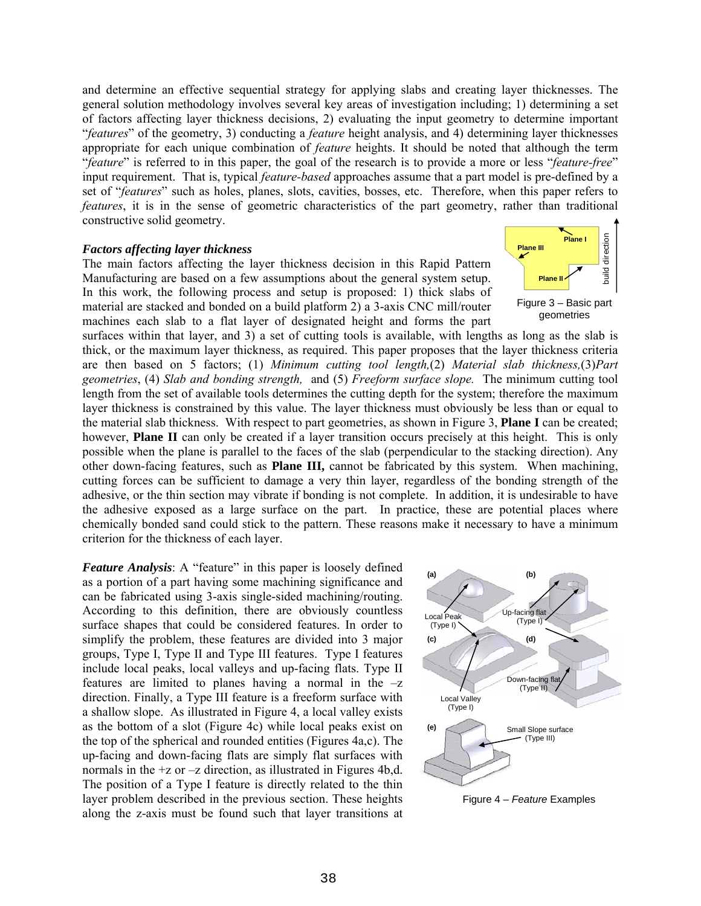and determine an effective sequential strategy for applying slabs and creating layer thicknesses. The general solution methodology involves several key areas of investigation including; 1) determining a set of factors affecting layer thickness decisions, 2) evaluating the input geometry to determine important "*features*" of the geometry, 3) conducting a *feature* height analysis, and 4) determining layer thicknesses appropriate for each unique combination of *feature* heights. It should be noted that although the term "*feature*" is referred to in this paper, the goal of the research is to provide a more or less "*feature-free*" input requirement. That is, typical *feature-based* approaches assume that a part model is pre-defined by a set of "*features*" such as holes, planes, slots, cavities, bosses, etc. Therefore, when this paper refers to *features*, it is in the sense of geometric characteristics of the part geometry, rather than traditional constructive solid geometry.

### *Factors affecting layer thickness*

The main factors affecting the layer thickness decision in this Rapid Pattern Manufacturing are based on a few assumptions about the general system setup. In this work, the following process and setup is proposed: 1) thick slabs of material are stacked and bonded on a build platform 2) a 3-axis CNC mill/router machines each slab to a flat layer of designated height and forms the part surfaces within that layer, and 3) a set of cutting tools is available, with lengths as long as the slab is thick, or the maximum layer thickness, as required. This paper proposes that the layer thickness criteria are then based on 5 factors; (1) *Minimum cutting tool length,*(2) *Material slab thickness,*(3)*Part geometries*, (4) *Slab and bonding strength,* and (5) *Freeform surface slope.* The minimum cutting tool length from the set of available tools determines the cutting depth for the system; therefore the maximum layer thickness is constrained by this value. The layer thickness must obviously be less than or equal to the material slab thickness. With respect to part geometries, as shown in Figure 3, **Plane I** can be created; however, **Plane II** can only be created if a layer transition occurs precisely at this height. This is only possible when the plane is parallel to the faces of the slab (perpendicular to the stacking direction). Any other down-facing features, such as **Plane III,** cannot be fabricated by this system. When machining, cutting forces can be sufficient to damage a very thin layer, regardless of the bonding strength of the adhesive, or the thin section may vibrate if bonding is not complete. In addition, it is undesirable to have the adhesive exposed as a large surface on the part. In practice, these are potential places where chemically bonded sand could stick to the pattern. These reasons make it necessary to have a minimum criterion for the thickness of each layer.

Figure 3 – Basic part geometries

***Feature Analysis***: A "feature" in this paper is loosely defined as a portion of a part having some machining significance and can be fabricated using 3-axis single-sided machining/routing. According to this definition, there are obviously countless surface shapes that could be considered features. In order to simplify the problem, these features are divided into 3 major groups, Type I, Type II and Type III features. Type I features include local peaks, local valleys and up-facing flats. Type II features are limited to planes having a normal in the –z direction. Finally, a Type III feature is a freeform surface with a shallow slope. As illustrated in Figure 4, a local valley exists as the bottom of a slot (Figure 4c) while local peaks exist on the top of the spherical and rounded entities (Figures 4a,c). The up-facing and down-facing flats are simply flat surfaces with normals in the +z or –z direction, as illustrated in Figures 4b,d. The position of a Type I feature is directly related to the thin layer problem described in the previous section. These heights along the z-axis must be found such that layer transitions at

Figure 4 – *Feature* Examples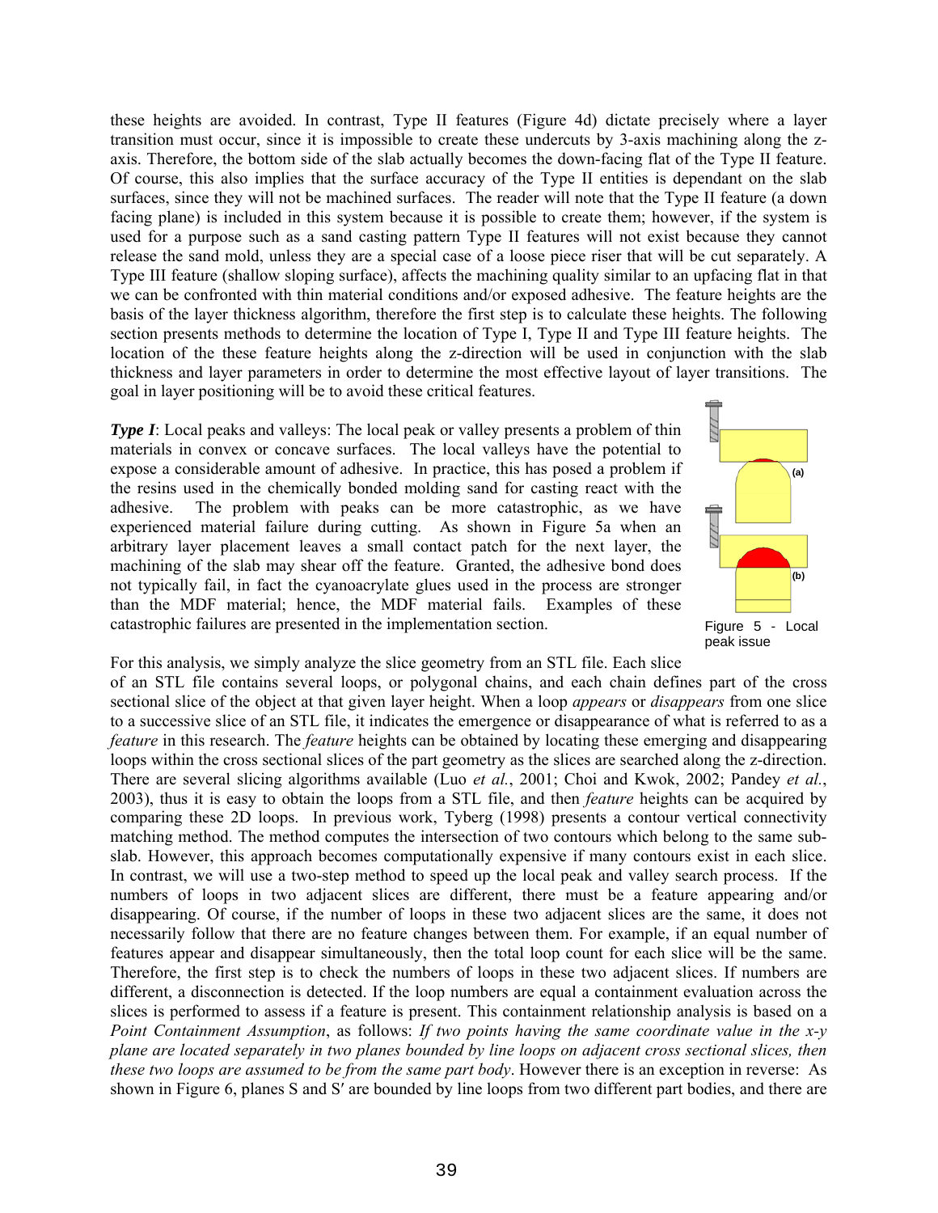these heights are avoided. In contrast, Type II features (Figure 4d) dictate precisely where a layer transition must occur, since it is impossible to create these undercuts by 3-axis machining along the z-axis. Therefore, the bottom side of the slab actually becomes the down-facing flat of the Type II feature. Of course, this also implies that the surface accuracy of the Type II entities is dependant on the slab surfaces, since they will not be machined surfaces. The reader will note that the Type II feature (a down facing plane) is included in this system because it is possible to create them; however, if the system is used for a purpose such as a sand casting pattern Type II features will not exist because they cannot release the sand mold, unless they are a special case of a loose piece riser that will be cut separately. A Type III feature (shallow sloping surface), affects the machining quality similar to an upfacing flat in that we can be confronted with thin material conditions and/or exposed adhesive. The feature heights are the basis of the layer thickness algorithm, therefore the first step is to calculate these heights. The following section presents methods to determine the location of Type I, Type II and Type III feature heights. The location of the these feature heights along the z-direction will be used in conjunction with the slab thickness and layer parameters in order to determine the most effective layout of layer transitions. The goal in layer positioning will be to avoid these critical features.

***Type I***: Local peaks and valleys: The local peak or valley presents a problem of thin materials in convex or concave surfaces. The local valleys have the potential to expose a considerable amount of adhesive. In practice, this has posed a problem if the resins used in the chemically bonded molding sand for casting react with the adhesive. The problem with peaks can be more catastrophic, as we have experienced material failure during cutting. As shown in Figure 5a when an arbitrary layer placement leaves a small contact patch for the next layer, the machining of the slab may shear off the feature. Granted, the adhesive bond does not typically fail, in fact the cyanoacrylate glues used in the process are stronger than the MDF material; hence, the MDF material fails. Examples of these catastrophic failures are presented in the implementation section.

Figure 5 - Local peak issue

For this analysis, we simply analyze the slice geometry from an STL file. Each slice of an STL file contains several loops, or polygonal chains, and each chain defines part of the cross sectional slice of the object at that given layer height. When a loop *appears* or *disappears* from one slice to a successive slice of an STL file, it indicates the emergence or disappearance of what is referred to as a *feature* in this research. The *feature* heights can be obtained by locating these emerging and disappearing loops within the cross sectional slices of the part geometry as the slices are searched along the z-direction. There are several slicing algorithms available (Luo *et al.*, 2001; Choi and Kwok, 2002; Pandey *et al.*, 2003), thus it is easy to obtain the loops from a STL file, and then *feature* heights can be acquired by comparing these 2D loops. In previous work, Tyberg (1998) presents a contour vertical connectivity matching method. The method computes the intersection of two contours which belong to the same sub-slab. However, this approach becomes computationally expensive if many contours exist in each slice. In contrast, we will use a two-step method to speed up the local peak and valley search process. If the numbers of loops in two adjacent slices are different, there must be a feature appearing and/or disappearing. Of course, if the number of loops in these two adjacent slices are the same, it does not necessarily follow that there are no feature changes between them. For example, if an equal number of features appear and disappear simultaneously, then the total loop count for each slice will be the same. Therefore, the first step is to check the numbers of loops in these two adjacent slices. If numbers are different, a disconnection is detected. If the loop numbers are equal a containment evaluation across the slices is performed to assess if a feature is present. This containment relationship analysis is based on a *Point Containment Assumption*, as follows: *If two points having the same coordinate value in the x-y plane are located separately in two planes bounded by line loops on adjacent cross sectional slices, then these two loops are assumed to be from the same part body*. However there is an exception in reverse: As shown in Figure 6, planes S and S′ are bounded by line loops from two different part bodies, and there are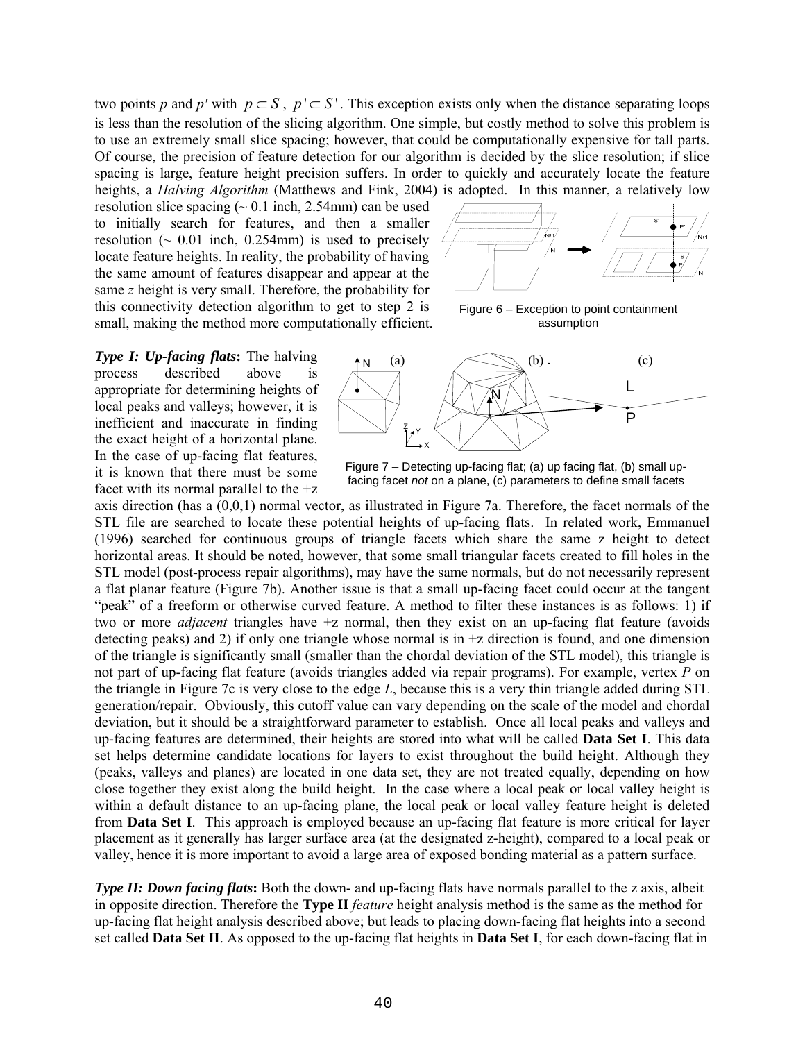two points *p* and *p′* with $p \subset S$ , $p' \subset S'$. This exception exists only when the distance separating loops is less than the resolution of the slicing algorithm. One simple, but costly method to solve this problem is to use an extremely small slice spacing; however, that could be computationally expensive for tall parts. Of course, the precision of feature detection for our algorithm is decided by the slice resolution; if slice spacing is large, feature height precision suffers. In order to quickly and accurately locate the feature heights, a *Halving Algorithm* (Matthews and Fink, 2004) is adopted. In this manner, a relatively low resolution slice spacing (~ 0.1 inch, 2.54mm) can be used to initially search for features, and then a smaller resolution (~ 0.01 inch, 0.254mm) is used to precisely locate feature heights. In reality, the probability of having the same amount of features disappear and appear at the same *z* height is very small. Therefore, the probability for this connectivity detection algorithm to get to step 2 is small, making the method more computationally efficient.

S'
P'
N+1
N
S
P
N+1
N

Figure 6 – Exception to point containment assumption

***Type I: Up-facing flats*:** The halving process described above is appropriate for determining heights of local peaks and valleys; however, it is inefficient and inaccurate in finding the exact height of a horizontal plane. In the case of up-facing flat features, it is known that there must be some facet with its normal parallel to the +z axis direction (has a (0,0,1) normal vector, as illustrated in Figure 7a. Therefore, the facet normals of the STL file are searched to locate these potential heights of up-facing flats. In related work, Emmanuel (1996) searched for continuous groups of triangle facets which share the same z height to detect horizontal areas. It should be noted, however, that some small triangular facets created to fill holes in the STL model (post-process repair algorithms), may have the same normals, but do not necessarily represent a flat planar feature (Figure 7b). Another issue is that a small up-facing facet could occur at the tangent "peak" of a freeform or otherwise curved feature. A method to filter these instances is as follows: 1) if two or more *adjacent* triangles have +z normal, then they exist on an up-facing flat feature (avoids detecting peaks) and 2) if only one triangle whose normal is in +z direction is found, and one dimension of the triangle is significantly small (smaller than the chordal deviation of the STL model), this triangle is not part of up-facing flat feature (avoids triangles added via repair programs). For example, vertex *P* on the triangle in Figure 7c is very close to the edge *L*, because this is a very thin triangle added during STL generation/repair. Obviously, this cutoff value can vary depending on the scale of the model and chordal deviation, but it should be a straightforward parameter to establish. Once all local peaks and valleys and up-facing features are determined, their heights are stored into what will be called **Data Set I**. This data set helps determine candidate locations for layers to exist throughout the build height. Although they (peaks, valleys and planes) are located in one data set, they are not treated equally, depending on how close together they exist along the build height. In the case where a local peak or local valley height is within a default distance to an up-facing plane, the local peak or local valley feature height is deleted from **Data Set I**. This approach is employed because an up-facing flat feature is more critical for layer placement as it generally has larger surface area (at the designated z-height), compared to a local peak or valley, hence it is more important to avoid a large area of exposed bonding material as a pattern surface.

N (a)
(b)
(c)
N
L
P
Z Y X

Figure 7 – Detecting up-facing flat; (a) up facing flat, (b) small up-facing facet *not* on a plane, (c) parameters to define small facets

***Type II: Down facing flats*:** Both the down- and up-facing flats have normals parallel to the z axis, albeit in opposite direction. Therefore the **Type II** *feature* height analysis method is the same as the method for up-facing flat height analysis described above; but leads to placing down-facing flat heights into a second set called **Data Set II**. As opposed to the up-facing flat heights in **Data Set I**, for each down-facing flat in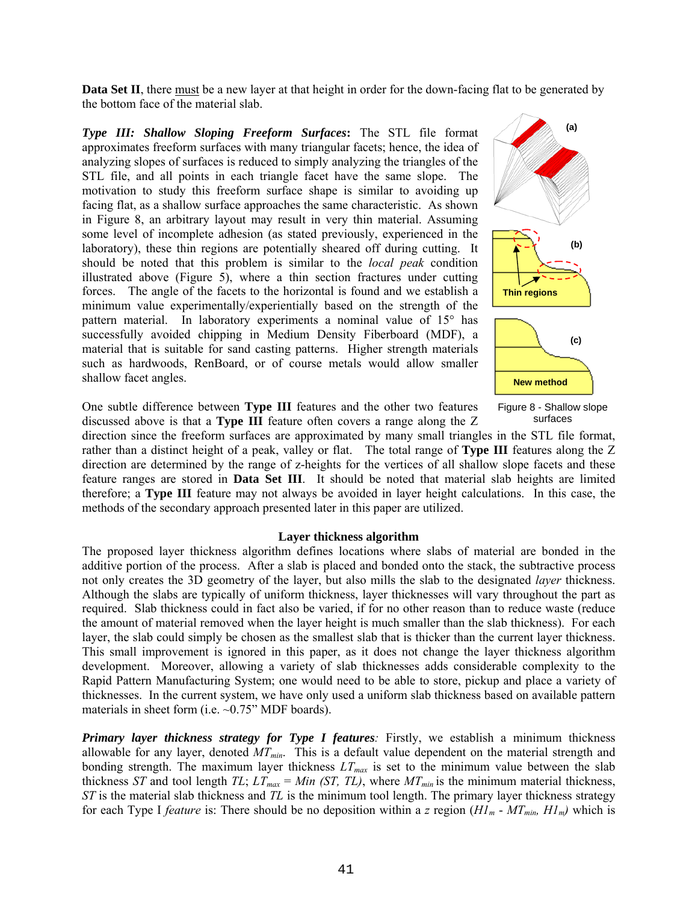**Data Set II**, there must be a new layer at that height in order for the down-facing flat to be generated by the bottom face of the material slab.

***Type III: Shallow Sloping Freeform Surfaces*****:** The STL file format approximates freeform surfaces with many triangular facets; hence, the idea of analyzing slopes of surfaces is reduced to simply analyzing the triangles of the STL file, and all points in each triangle facet have the same slope. The motivation to study this freeform surface shape is similar to avoiding up facing flat, as a shallow surface approaches the same characteristic. As shown in Figure 8, an arbitrary layout may result in very thin material. Assuming some level of incomplete adhesion (as stated previously, experienced in the laboratory), these thin regions are potentially sheared off during cutting. It should be noted that this problem is similar to the *local peak* condition illustrated above (Figure 5), where a thin section fractures under cutting forces. The angle of the facets to the horizontal is found and we establish a minimum value experimentally/experientially based on the strength of the pattern material. In laboratory experiments a nominal value of 15° has successfully avoided chipping in Medium Density Fiberboard (MDF), a material that is suitable for sand casting patterns. Higher strength materials such as hardwoods, RenBoard, or of course metals would allow smaller shallow facet angles.

(a)

(b)

Thin regions

(c)

New method

Figure 8 - Shallow slope surfaces

One subtle difference between **Type III** features and the other two features discussed above is that a **Type III** feature often covers a range along the Z direction since the freeform surfaces are approximated by many small triangles in the STL file format, rather than a distinct height of a peak, valley or flat. The total range of **Type III** features along the Z direction are determined by the range of z-heights for the vertices of all shallow slope facets and these feature ranges are stored in **Data Set III**. It should be noted that material slab heights are limited therefore; a **Type III** feature may not always be avoided in layer height calculations. In this case, the methods of the secondary approach presented later in this paper are utilized.

## Layer thickness algorithm

The proposed layer thickness algorithm defines locations where slabs of material are bonded in the additive portion of the process. After a slab is placed and bonded onto the stack, the subtractive process not only creates the 3D geometry of the layer, but also mills the slab to the designated *layer* thickness. Although the slabs are typically of uniform thickness, layer thicknesses will vary throughout the part as required. Slab thickness could in fact also be varied, if for no other reason than to reduce waste (reduce the amount of material removed when the layer height is much smaller than the slab thickness). For each layer, the slab could simply be chosen as the smallest slab that is thicker than the current layer thickness. This small improvement is ignored in this paper, as it does not change the layer thickness algorithm development. Moreover, allowing a variety of slab thicknesses adds considerable complexity to the Rapid Pattern Manufacturing System; one would need to be able to store, pickup and place a variety of thicknesses. In the current system, we have only used a uniform slab thickness based on available pattern materials in sheet form (i.e. ~0.75" MDF boards).

***Primary layer thickness strategy for Type I features****:* Firstly, we establish a minimum thickness allowable for any layer, denoted $MT_{min}$. This is a default value dependent on the material strength and bonding strength. The maximum layer thickness $LT_{max}$ is set to the minimum value between the slab thickness $ST$ and tool length $TL$; $LT_{max} = Min\ (ST,\ TL)$, where $MT_{min}$ is the minimum material thickness, $ST$ is the material slab thickness and $TL$ is the minimum tool length. The primary layer thickness strategy for each Type I *feature* is: There should be no deposition within a $z$ region ($H1_m$ - $MT_{min}$, $H1_m$) which is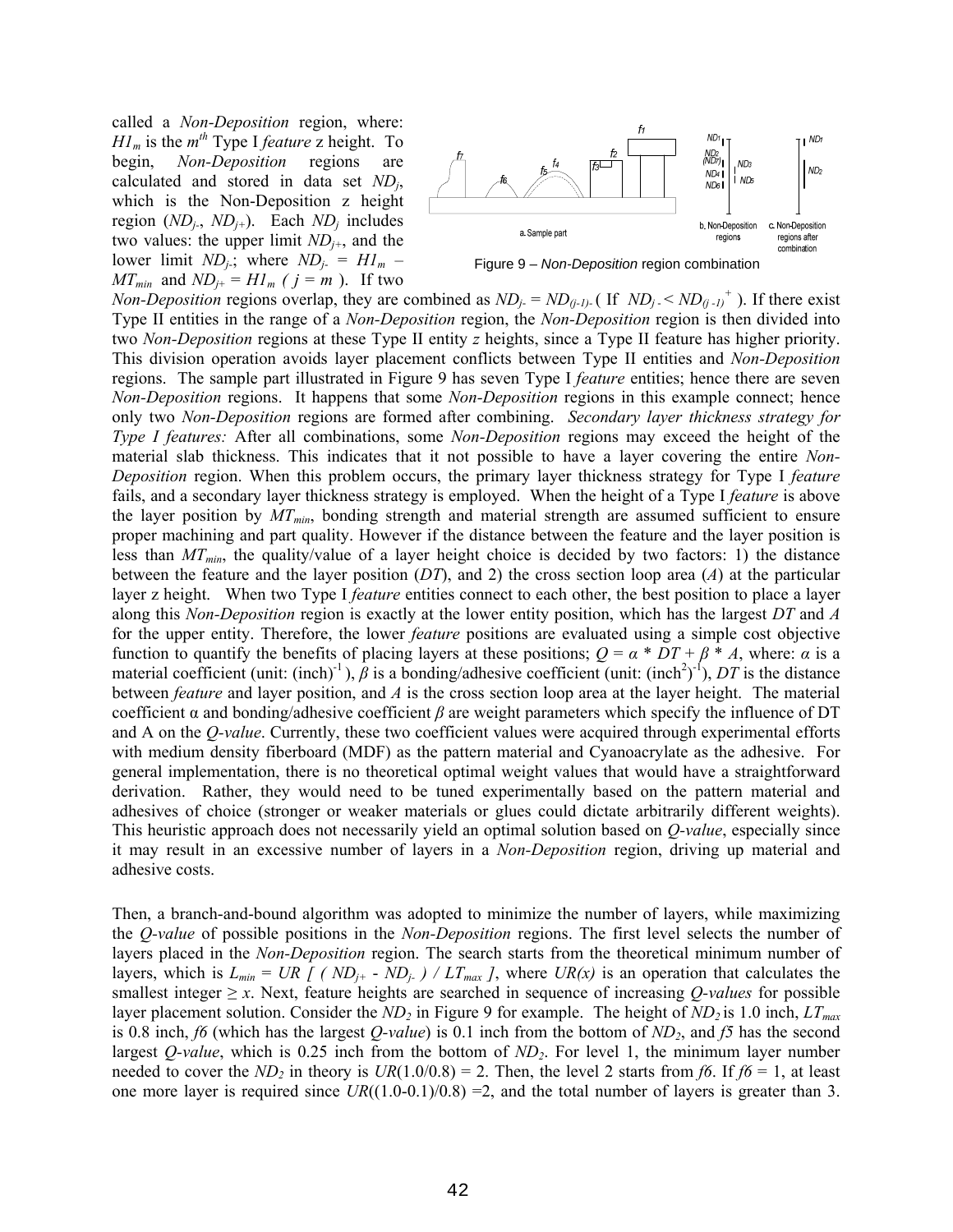called a *Non-Deposition* region, where: $H1_m$ is the $m^{th}$ Type I *feature* z height. To begin, *Non-Deposition* regions are calculated and stored in data set $ND_j$, which is the Non-Deposition z height region ($ND_{j-}$, $ND_{j+}$). Each $ND_j$ includes two values: the upper limit $ND_{j+}$, and the lower limit $ND_{j-}$; where $ND_{j-} = H1_m - MT_{min}$ and $ND_{j+} = H1_m$ ( $j = m$ ). If two *Non-Deposition* regions overlap, they are combined as $ND_{j-} = ND_{(j-1)-}$ ( If $ND_{j-} < ND_{(j-1)}^{+}$ ). If there exist Type II entities in the range of a *Non-Deposition* region, the *Non-Deposition* region is then divided into two *Non-Deposition* regions at these Type II entity *z* heights, since a Type II feature has higher priority. This division operation avoids layer placement conflicts between Type II entities and *Non-Deposition* regions. The sample part illustrated in Figure 9 has seven Type I *feature* entities; hence there are seven *Non-Deposition* regions. It happens that some *Non-Deposition* regions in this example connect; hence only two *Non-Deposition* regions are formed after combining. *Secondary layer thickness strategy for Type I features:* After all combinations, some *Non-Deposition* regions may exceed the height of the material slab thickness. This indicates that it not possible to have a layer covering the entire *Non-Deposition* region. When this problem occurs, the primary layer thickness strategy for Type I *feature* fails, and a secondary layer thickness strategy is employed. When the height of a Type I *feature* is above the layer position by $MT_{min}$, bonding strength and material strength are assumed sufficient to ensure proper machining and part quality. However if the distance between the feature and the layer position is less than $MT_{min}$, the quality/value of a layer height choice is decided by two factors: 1) the distance between the feature and the layer position (*DT*), and 2) the cross section loop area (*A*) at the particular layer z height. When two Type I *feature* entities connect to each other, the best position to place a layer along this *Non-Deposition* region is exactly at the lower entity position, which has the largest *DT* and *A* for the upper entity. Therefore, the lower *feature* positions are evaluated using a simple cost objective function to quantify the benefits of placing layers at these positions; $Q = \alpha * DT + \beta * A$, where: $\alpha$ is a material coefficient (unit: $(\text{inch})^{-1}$ ), $\beta$ is a bonding/adhesive coefficient (unit: $(\text{inch}^2)^{-1}$), *DT* is the distance between *feature* and layer position, and *A* is the cross section loop area at the layer height. The material coefficient α and bonding/adhesive coefficient *β* are weight parameters which specify the influence of DT and A on the *Q-value*. Currently, these two coefficient values were acquired through experimental efforts with medium density fiberboard (MDF) as the pattern material and Cyanoacrylate as the adhesive. For general implementation, there is no theoretical optimal weight values that would have a straightforward derivation. Rather, they would need to be tuned experimentally based on the pattern material and adhesives of choice (stronger or weaker materials or glues could dictate arbitrarily different weights). This heuristic approach does not necessarily yield an optimal solution based on *Q-value*, especially since it may result in an excessive number of layers in a *Non-Deposition* region, driving up material and adhesive costs.

Figure 9 – *Non-Deposition* region combination

Then, a branch-and-bound algorithm was adopted to minimize the number of layers, while maximizing the *Q-value* of possible positions in the *Non-Deposition* regions. The first level selects the number of layers placed in the *Non-Deposition* region. The search starts from the theoretical minimum number of layers, which is $L_{min} = UR\ [\ (\ ND_{j+} - ND_{j-}\ )\ /\ LT_{max}\ ]$, where $UR(x)$ is an operation that calculates the smallest integer ≥ *x*. Next, feature heights are searched in sequence of increasing *Q-values* for possible layer placement solution. Consider the $ND_2$ in Figure 9 for example. The height of $ND_2$ is 1.0 inch, $LT_{max}$ is 0.8 inch, *f6* (which has the largest *Q-value*) is 0.1 inch from the bottom of $ND_2$, and *f5* has the second largest *Q-value*, which is 0.25 inch from the bottom of $ND_2$. For level 1, the minimum layer number needed to cover the $ND_2$ in theory is *UR*(1.0/0.8) = 2. Then, the level 2 starts from *f6*. If *f6* = 1, at least one more layer is required since *UR*((1.0-0.1)/0.8) =2, and the total number of layers is greater than 3.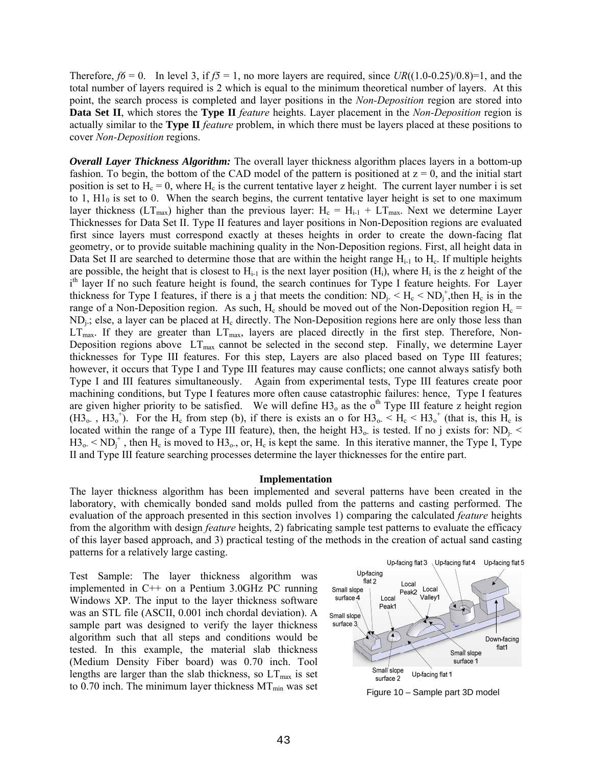Therefore, $f6 = 0$. In level 3, if $f5 = 1$, no more layers are required, since $UR((1.0\text{-}0.25)/0.8)=1$, and the total number of layers required is 2 which is equal to the minimum theoretical number of layers. At this point, the search process is completed and layer positions in the *Non-Deposition* region are stored into **Data Set II**, which stores the **Type II** *feature* heights. Layer placement in the *Non-Deposition* region is actually similar to the **Type II** *feature* problem, in which there must be layers placed at these positions to cover *Non-Deposition* regions.

***Overall Layer Thickness Algorithm:*** The overall layer thickness algorithm places layers in a bottom-up fashion. To begin, the bottom of the CAD model of the pattern is positioned at z = 0, and the initial start position is set to $H_c = 0$, where $H_c$ is the current tentative layer z height. The current layer number i is set to 1, $H1_0$ is set to 0. When the search begins, the current tentative layer height is set to one maximum layer thickness ($LT_{max}$) higher than the previous layer: $H_c = H_{i-1} + LT_{max}$. Next we determine Layer Thicknesses for Data Set II. Type II features and layer positions in Non-Deposition regions are evaluated first since layers must correspond exactly at theses heights in order to create the down-facing flat geometry, or to provide suitable machining quality in the Non-Deposition regions. First, all height data in Data Set II are searched to determine those that are within the height range $H_{i-1}$ to $H_c$. If multiple heights are possible, the height that is closest to $H_{i-1}$ is the next layer position ($H_i$), where $H_i$ is the z height of the $i^{th}$ layer If no such feature height is found, the search continues for Type I feature heights. For Layer thickness for Type I features, if there is a j that meets the condition: $ND_{j-} < H_c < ND_j^+$,then $H_c$ is in the range of a Non-Deposition region. As such, $H_c$ should be moved out of the Non-Deposition region $H_c = ND_{j-}$; else, a layer can be placed at $H_c$ directly. The Non-Deposition regions here are only those less than $LT_{max}$. If they are greater than $LT_{max}$, layers are placed directly in the first step. Therefore, Non-Deposition regions above $LT_{max}$ cannot be selected in the second step. Finally, we determine Layer thicknesses for Type III features. For this step, Layers are also placed based on Type III features; however, it occurs that Type I and Type III features may cause conflicts; one cannot always satisfy both Type I and III features simultaneously. Again from experimental tests, Type III features create poor machining conditions, but Type I features more often cause catastrophic failures: hence, Type I features are given higher priority to be satisfied. We will define $H3_o$ as the $o^{th}$ Type III feature z height region ($H3_{o-}$ , $H3_o^+$). For the $H_c$ from step (b), if there is exists an o for $H3_{o-} < H_c < H3_o^+$ (that is, this $H_c$ is located within the range of a Type III feature), then, the height $H3_{o-}$ is tested. If no j exists for: $ND_{j-} < H3_{o-} < ND_j^+$ , then $H_c$ is moved to $H3_{o-}$, or, $H_c$ is kept the same. In this iterative manner, the Type I, Type II and Type III feature searching processes determine the layer thicknesses for the entire part.

## Implementation

The layer thickness algorithm has been implemented and several patterns have been created in the laboratory, with chemically bonded sand molds pulled from the patterns and casting performed. The evaluation of the approach presented in this section involves 1) comparing the calculated *feature* heights from the algorithm with design *feature* heights, 2) fabricating sample test patterns to evaluate the efficacy of this layer based approach, and 3) practical testing of the methods in the creation of actual sand casting patterns for a relatively large casting.

Test Sample: The layer thickness algorithm was implemented in C++ on a Pentium 3.0GHz PC running Windows XP. The input to the layer thickness software was an STL file (ASCII, 0.001 inch chordal deviation). A sample part was designed to verify the layer thickness algorithm such that all steps and conditions would be tested. In this example, the material slab thickness (Medium Density Fiber board) was 0.70 inch. Tool lengths are larger than the slab thickness, so $LT_{max}$ is set to 0.70 inch. The minimum layer thickness $MT_{min}$ was set

Figure 10 – Sample part 3D model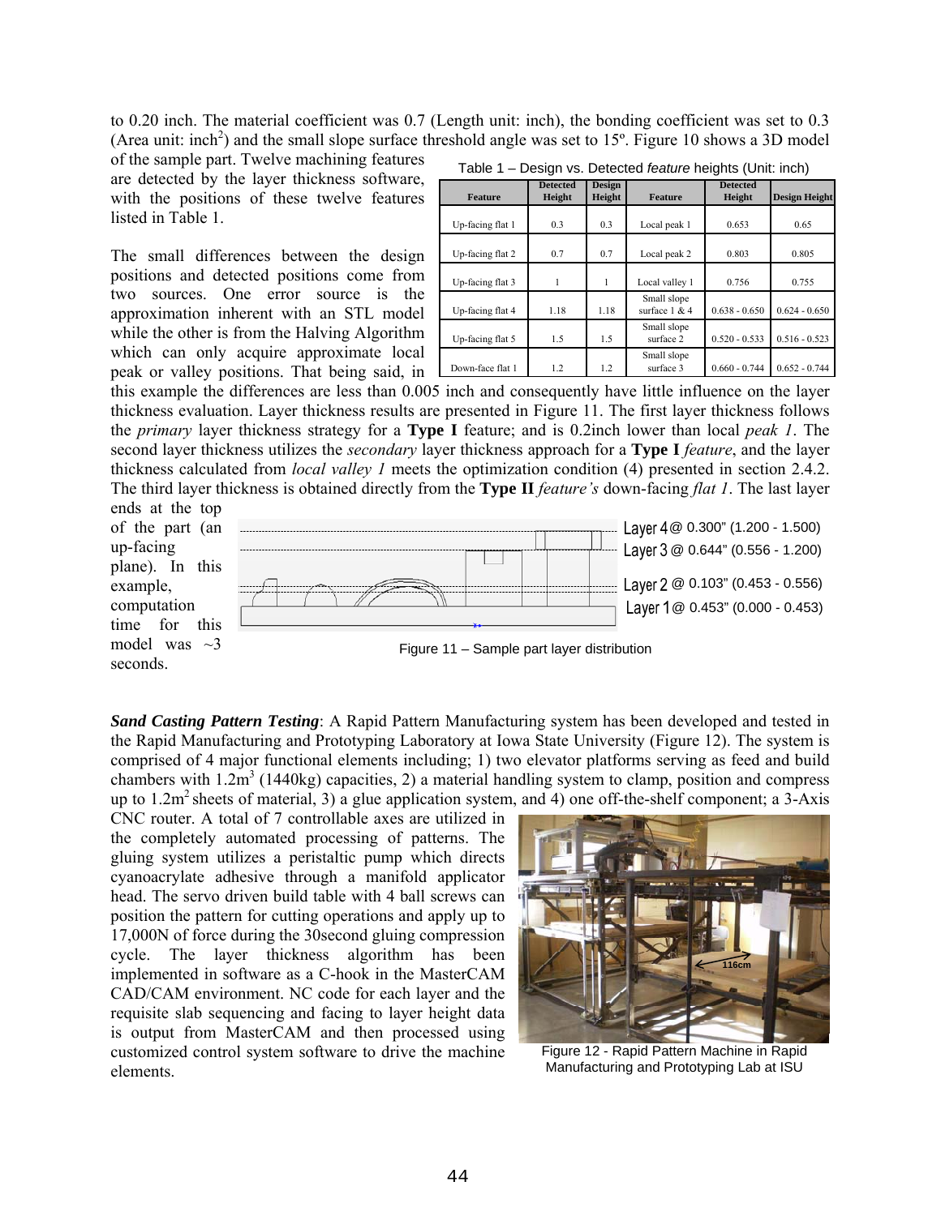to 0.20 inch. The material coefficient was 0.7 (Length unit: inch), the bonding coefficient was set to 0.3 (Area unit: $inch^2$) and the small slope surface threshold angle was set to 15º. Figure 10 shows a 3D model of the sample part. Twelve machining features are detected by the layer thickness software, with the positions of these twelve features listed in Table 1.

Table 1 – Design vs. Detected *feature* heights (Unit: inch)

| Feature | Detected Height | Design Height | Feature | Detected Height | Design Height |
|---|---|---|---|---|---|
| Up-facing flat 1 | 0.3 | 0.3 | Local peak 1 | 0.653 | 0.65 |
| Up-facing flat 2 | 0.7 | 0.7 | Local peak 2 | 0.803 | 0.805 |
| Up-facing flat 3 | 1 | 1 | Local valley 1 | 0.756 | 0.755 |
| Up-facing flat 4 | 1.18 | 1.18 | Small slope surface 1 & 4 | 0.638 - 0.650 | 0.624 - 0.650 |
| Up-facing flat 5 | 1.5 | 1.5 | Small slope surface 2 | 0.520 - 0.533 | 0.516 - 0.523 |
| Down-face flat 1 | 1.2 | 1.2 | Small slope surface 3 | 0.660 - 0.744 | 0.652 - 0.744 |

The small differences between the design positions and detected positions come from two sources. One error source is the approximation inherent with an STL model while the other is from the Halving Algorithm which can only acquire approximate local peak or valley positions. That being said, in this example the differences are less than 0.005 inch and consequently have little influence on the layer thickness evaluation. Layer thickness results are presented in Figure 11. The first layer thickness follows the *primary* layer thickness strategy for a **Type I** feature; and is 0.2inch lower than local *peak 1*. The second layer thickness utilizes the *secondary* layer thickness approach for a **Type I** *feature*, and the layer thickness calculated from *local valley 1* meets the optimization condition (4) presented in section 2.4.2. The third layer thickness is obtained directly from the **Type II** *feature's* down-facing *flat 1*. The last layer ends at the top of the part (an up-facing plane). In this example, computation time for this model was ~3 seconds.

Layer 4 @ 0.300" (1.200 - 1.500)
Layer 3 @ 0.644" (0.556 - 1.200)
Layer 2 @ 0.103" (0.453 - 0.556)
Layer 1 @ 0.453" (0.000 - 0.453)

Figure 11 – Sample part layer distribution

***Sand Casting Pattern Testing***: A Rapid Pattern Manufacturing system has been developed and tested in the Rapid Manufacturing and Prototyping Laboratory at Iowa State University (Figure 12). The system is comprised of 4 major functional elements including; 1) two elevator platforms serving as feed and build chambers with $1.2m^3$ (1440kg) capacities, 2) a material handling system to clamp, position and compress up to $1.2m^2$ sheets of material, 3) a glue application system, and 4) one off-the-shelf component; a 3-Axis CNC router. A total of 7 controllable axes are utilized in the completely automated processing of patterns. The gluing system utilizes a peristaltic pump which directs cyanoacrylate adhesive through a manifold applicator head. The servo driven build table with 4 ball screws can position the pattern for cutting operations and apply up to 17,000N of force during the 30second gluing compression cycle. The layer thickness algorithm has been implemented in software as a C-hook in the MasterCAM CAD/CAM environment. NC code for each layer and the requisite slab sequencing and facing to layer height data is output from MasterCAM and then processed using customized control system software to drive the machine elements.

Figure 12 - Rapid Pattern Machine in Rapid Manufacturing and Prototyping Lab at ISU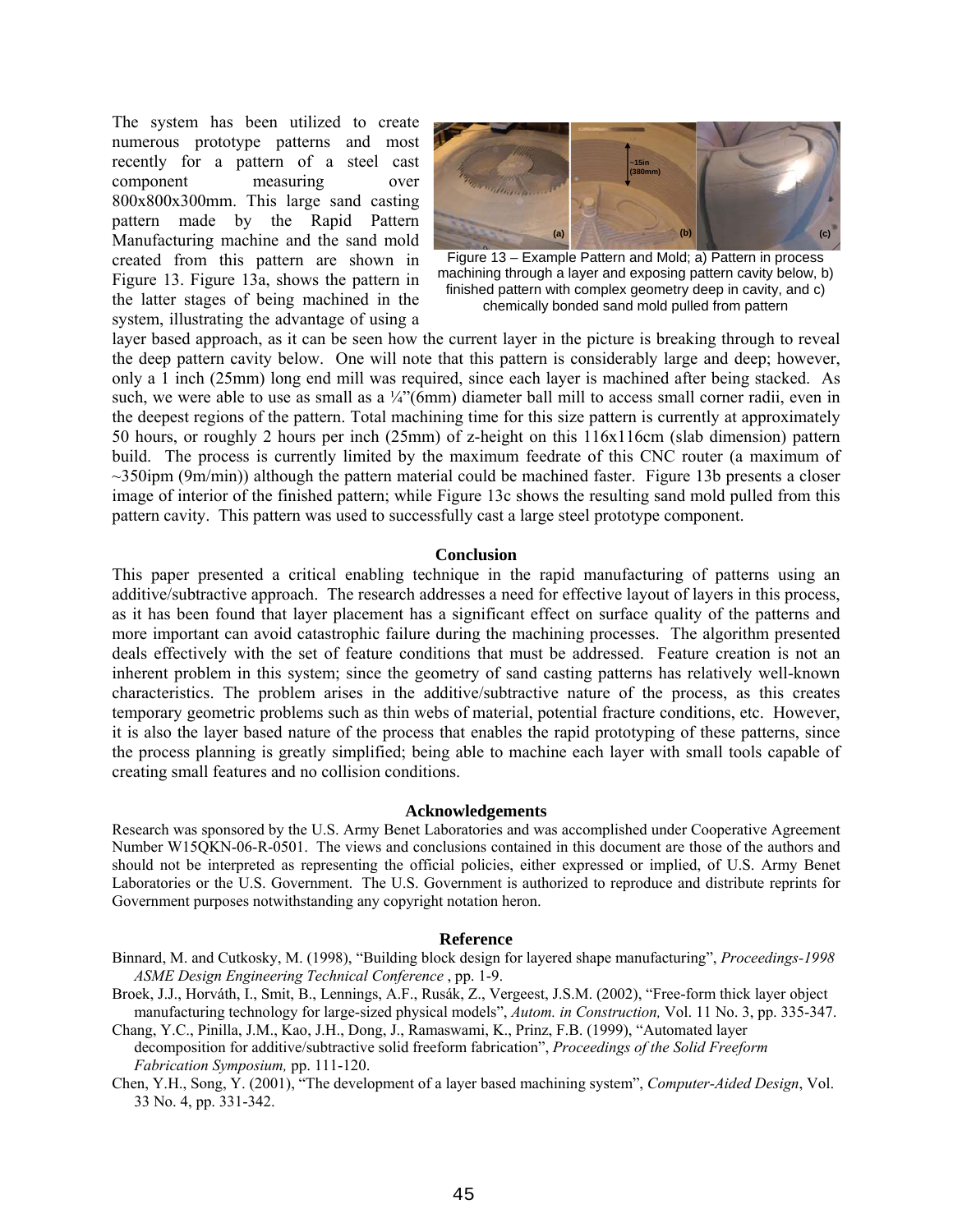The system has been utilized to create numerous prototype patterns and most recently for a pattern of a steel cast component measuring over 800x800x300mm. This large sand casting pattern made by the Rapid Pattern Manufacturing machine and the sand mold created from this pattern are shown in Figure 13. Figure 13a, shows the pattern in the latter stages of being machined in the system, illustrating the advantage of using a layer based approach, as it can be seen how the current layer in the picture is breaking through to reveal the deep pattern cavity below. One will note that this pattern is considerably large and deep; however, only a 1 inch (25mm) long end mill was required, since each layer is machined after being stacked. As such, we were able to use as small as a ¼"(6mm) diameter ball mill to access small corner radii, even in the deepest regions of the pattern. Total machining time for this size pattern is currently at approximately 50 hours, or roughly 2 hours per inch (25mm) of z-height on this 116x116cm (slab dimension) pattern build. The process is currently limited by the maximum feedrate of this CNC router (a maximum of ~350ipm (9m/min)) although the pattern material could be machined faster. Figure 13b presents a closer image of interior of the finished pattern; while Figure 13c shows the resulting sand mold pulled from this pattern cavity. This pattern was used to successfully cast a large steel prototype component.

Figure 13 – Example Pattern and Mold; a) Pattern in process machining through a layer and exposing pattern cavity below, b) finished pattern with complex geometry deep in cavity, and c) chemically bonded sand mold pulled from pattern

## Conclusion

This paper presented a critical enabling technique in the rapid manufacturing of patterns using an additive/subtractive approach. The research addresses a need for effective layout of layers in this process, as it has been found that layer placement has a significant effect on surface quality of the patterns and more important can avoid catastrophic failure during the machining processes. The algorithm presented deals effectively with the set of feature conditions that must be addressed. Feature creation is not an inherent problem in this system; since the geometry of sand casting patterns has relatively well-known characteristics. The problem arises in the additive/subtractive nature of the process, as this creates temporary geometric problems such as thin webs of material, potential fracture conditions, etc. However, it is also the layer based nature of the process that enables the rapid prototyping of these patterns, since the process planning is greatly simplified; being able to machine each layer with small tools capable of creating small features and no collision conditions.

## Acknowledgements

Research was sponsored by the U.S. Army Benet Laboratories and was accomplished under Cooperative Agreement Number W15QKN-06-R-0501. The views and conclusions contained in this document are those of the authors and should not be interpreted as representing the official policies, either expressed or implied, of U.S. Army Benet Laboratories or the U.S. Government. The U.S. Government is authorized to reproduce and distribute reprints for Government purposes notwithstanding any copyright notation heron.

## Reference

Binnard, M. and Cutkosky, M. (1998), "Building block design for layered shape manufacturing", *Proceedings-1998 ASME Design Engineering Technical Conference* , pp. 1-9.

Broek, J.J., Horváth, I., Smit, B., Lennings, A.F., Rusák, Z., Vergeest, J.S.M. (2002), "Free-form thick layer object manufacturing technology for large-sized physical models", *Autom. in Construction,* Vol. 11 No. 3, pp. 335-347.

Chang, Y.C., Pinilla, J.M., Kao, J.H., Dong, J., Ramaswami, K., Prinz, F.B. (1999), "Automated layer decomposition for additive/subtractive solid freeform fabrication", *Proceedings of the Solid Freeform Fabrication Symposium,* pp. 111-120.

Chen, Y.H., Song, Y. (2001), "The development of a layer based machining system", *Computer-Aided Design*, Vol. 33 No. 4, pp. 331-342.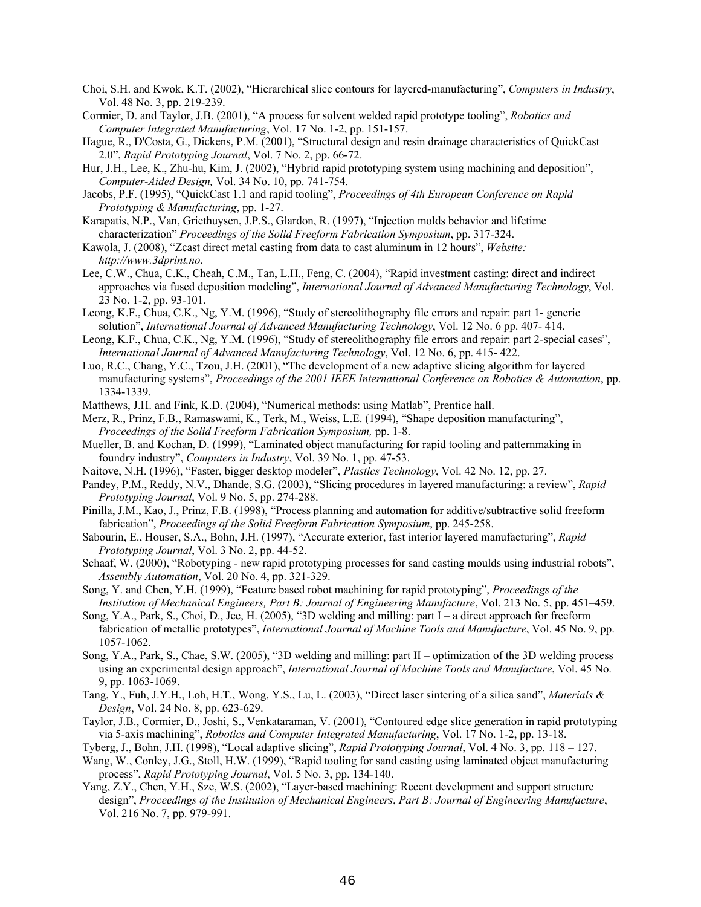Choi, S.H. and Kwok, K.T. (2002), "Hierarchical slice contours for layered-manufacturing", *Computers in Industry*, Vol. 48 No. 3, pp. 219-239.

Cormier, D. and Taylor, J.B. (2001), "A process for solvent welded rapid prototype tooling", *Robotics and Computer Integrated Manufacturing*, Vol. 17 No. 1-2, pp. 151-157.

Hague, R., D'Costa, G., Dickens, P.M. (2001), "Structural design and resin drainage characteristics of QuickCast 2.0", *Rapid Prototyping Journal*, Vol. 7 No. 2, pp. 66-72.

Hur, J.H., Lee, K., Zhu-hu, Kim, J. (2002), "Hybrid rapid prototyping system using machining and deposition", *Computer-Aided Design,* Vol. 34 No. 10, pp. 741-754.

Jacobs, P.F. (1995), "QuickCast 1.1 and rapid tooling", *Proceedings of 4th European Conference on Rapid Prototyping & Manufacturing*, pp. 1-27.

Karapatis, N.P., Van, Griethuysen, J.P.S., Glardon, R. (1997), "Injection molds behavior and lifetime characterization" *Proceedings of the Solid Freeform Fabrication Symposium*, pp. 317-324.

Kawola, J. (2008), "Zcast direct metal casting from data to cast aluminum in 12 hours", *Website: http://www.3dprint.no*.

Lee, C.W., Chua, C.K., Cheah, C.M., Tan, L.H., Feng, C. (2004), "Rapid investment casting: direct and indirect approaches via fused deposition modeling", *International Journal of Advanced Manufacturing Technology*, Vol. 23 No. 1-2, pp. 93-101.

Leong, K.F., Chua, C.K., Ng, Y.M. (1996), "Study of stereolithography file errors and repair: part 1- generic solution", *International Journal of Advanced Manufacturing Technology*, Vol. 12 No. 6 pp. 407- 414.

Leong, K.F., Chua, C.K., Ng, Y.M. (1996), "Study of stereolithography file errors and repair: part 2-special cases", *International Journal of Advanced Manufacturing Technology*, Vol. 12 No. 6, pp. 415- 422.

Luo, R.C., Chang, Y.C., Tzou, J.H. (2001), "The development of a new adaptive slicing algorithm for layered manufacturing systems", *Proceedings of the 2001 IEEE International Conference on Robotics & Automation*, pp. 1334-1339.

Matthews, J.H. and Fink, K.D. (2004), "Numerical methods: using Matlab", Prentice hall.

Merz, R., Prinz, F.B., Ramaswami, K., Terk, M., Weiss, L.E. (1994), "Shape deposition manufacturing", *Proceedings of the Solid Freeform Fabrication Symposium,* pp. 1-8.

Mueller, B. and Kochan, D. (1999), "Laminated object manufacturing for rapid tooling and patternmaking in foundry industry", *Computers in Industry*, Vol. 39 No. 1, pp. 47-53.

Naitove, N.H. (1996), "Faster, bigger desktop modeler", *Plastics Technology*, Vol. 42 No. 12, pp. 27.

Pandey, P.M., Reddy, N.V., Dhande, S.G. (2003), "Slicing procedures in layered manufacturing: a review", *Rapid Prototyping Journal*, Vol. 9 No. 5, pp. 274-288.

Pinilla, J.M., Kao, J., Prinz, F.B. (1998), "Process planning and automation for additive/subtractive solid freeform fabrication", *Proceedings of the Solid Freeform Fabrication Symposium*, pp. 245-258.

Sabourin, E., Houser, S.A., Bohn, J.H. (1997), "Accurate exterior, fast interior layered manufacturing", *Rapid Prototyping Journal*, Vol. 3 No. 2, pp. 44-52.

Schaaf, W. (2000), "Robotyping - new rapid prototyping processes for sand casting moulds using industrial robots", *Assembly Automation*, Vol. 20 No. 4, pp. 321-329.

Song, Y. and Chen, Y.H. (1999), "Feature based robot machining for rapid prototyping", *Proceedings of the Institution of Mechanical Engineers, Part B: Journal of Engineering Manufacture*, Vol. 213 No. 5, pp. 451–459.

Song, Y.A., Park, S., Choi, D., Jee, H. (2005), "3D welding and milling: part I – a direct approach for freeform fabrication of metallic prototypes", *International Journal of Machine Tools and Manufacture*, Vol. 45 No. 9, pp. 1057-1062.

Song, Y.A., Park, S., Chae, S.W. (2005), "3D welding and milling: part II – optimization of the 3D welding process using an experimental design approach", *International Journal of Machine Tools and Manufacture*, Vol. 45 No. 9, pp. 1063-1069.

Tang, Y., Fuh, J.Y.H., Loh, H.T., Wong, Y.S., Lu, L. (2003), "Direct laser sintering of a silica sand", *Materials & Design*, Vol. 24 No. 8, pp. 623-629.

Taylor, J.B., Cormier, D., Joshi, S., Venkataraman, V. (2001), "Contoured edge slice generation in rapid prototyping via 5-axis machining", *Robotics and Computer Integrated Manufacturing*, Vol. 17 No. 1-2, pp. 13-18.

Tyberg, J., Bohn, J.H. (1998), "Local adaptive slicing", *Rapid Prototyping Journal*, Vol. 4 No. 3, pp. 118 – 127.

Wang, W., Conley, J.G., Stoll, H.W. (1999), "Rapid tooling for sand casting using laminated object manufacturing process", *Rapid Prototyping Journal*, Vol. 5 No. 3, pp. 134-140.

Yang, Z.Y., Chen, Y.H., Sze, W.S. (2002), "Layer-based machining: Recent development and support structure design", *Proceedings of the Institution of Mechanical Engineers*, *Part B: Journal of Engineering Manufacture*, Vol. 216 No. 7, pp. 979-991.